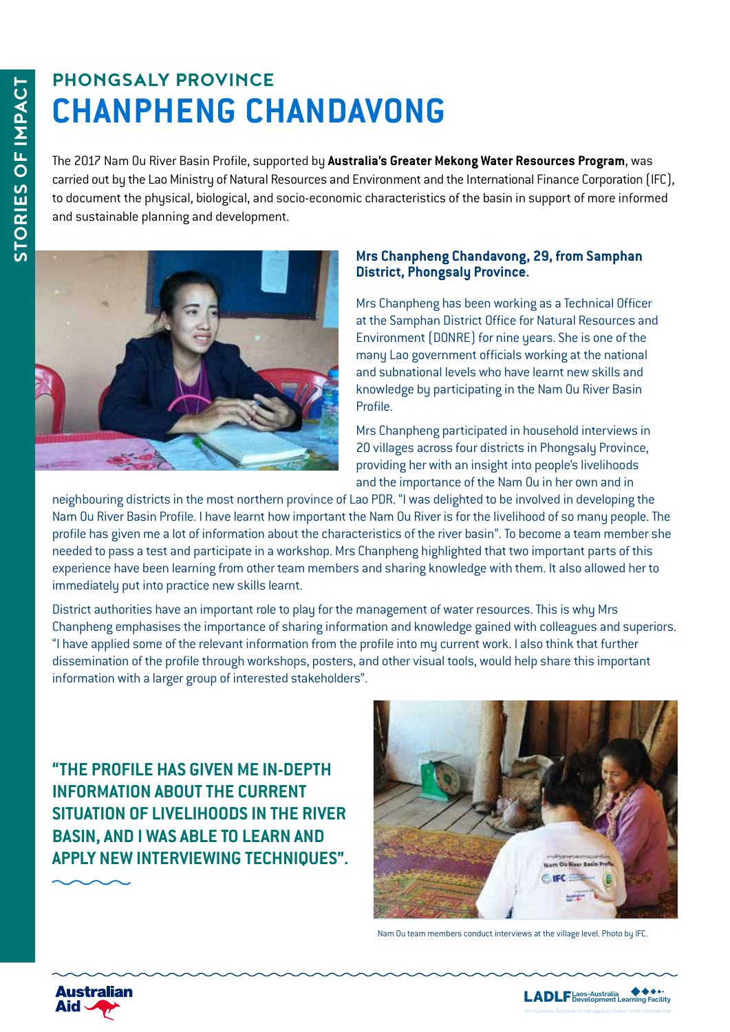## PHONGSALY PROVINCE

# CHANPHENG CHANDAVONG

The 2017 Nam Ou River Basin Profile, supported by **Australia's Greater Mekong Water Resources Program**, was carried out by the Lao Ministry of Natural Resources and Environment and the International Finance Corporation (IFC), to document the physical, biological, and socio-economic characteristics of the basin in support of more informed and sustainable planning and development.

**Mrs Chanpheng Chandavong, 29, from Samphan District, Phongsaly Province.**

Mrs Chanpheng has been working as a Technical Officer at the Samphan District Office for Natural Resources and Environment (DONRE) for nine years. She is one of the many Lao government officials working at the national and subnational levels who have learnt new skills and knowledge by participating in the Nam Ou River Basin Profile.

Mrs Chanpheng participated in household interviews in 20 villages across four districts in Phongsaly Province, providing her with an insight into people's livelihoods and the importance of the Nam Ou in her own and in neighbouring districts in the most northern province of Lao PDR. "I was delighted to be involved in developing the Nam Ou River Basin Profile. I have learnt how important the Nam Ou River is for the livelihood of so many people. The profile has given me a lot of information about the characteristics of the river basin". To become a team member she needed to pass a test and participate in a workshop. Mrs Chanpheng highlighted that two important parts of this experience have been learning from other team members and sharing knowledge with them. It also allowed her to immediately put into practice new skills learnt.

District authorities have an important role to play for the management of water resources. This is why Mrs Chanpheng emphasises the importance of sharing information and knowledge gained with colleagues and superiors. "I have applied some of the relevant information from the profile into my current work. I also think that further dissemination of the profile through workshops, posters, and other visual tools, would help share this important information with a larger group of interested stakeholders".

**"THE PROFILE HAS GIVEN ME IN-DEPTH INFORMATION ABOUT THE CURRENT SITUATION OF LIVELIHOODS IN THE RIVER BASIN, AND I WAS ABLE TO LEARN AND APPLY NEW INTERVIEWING TECHNIQUES".**

Nam Ou team members conduct interviews at the village level. Photo by IFC.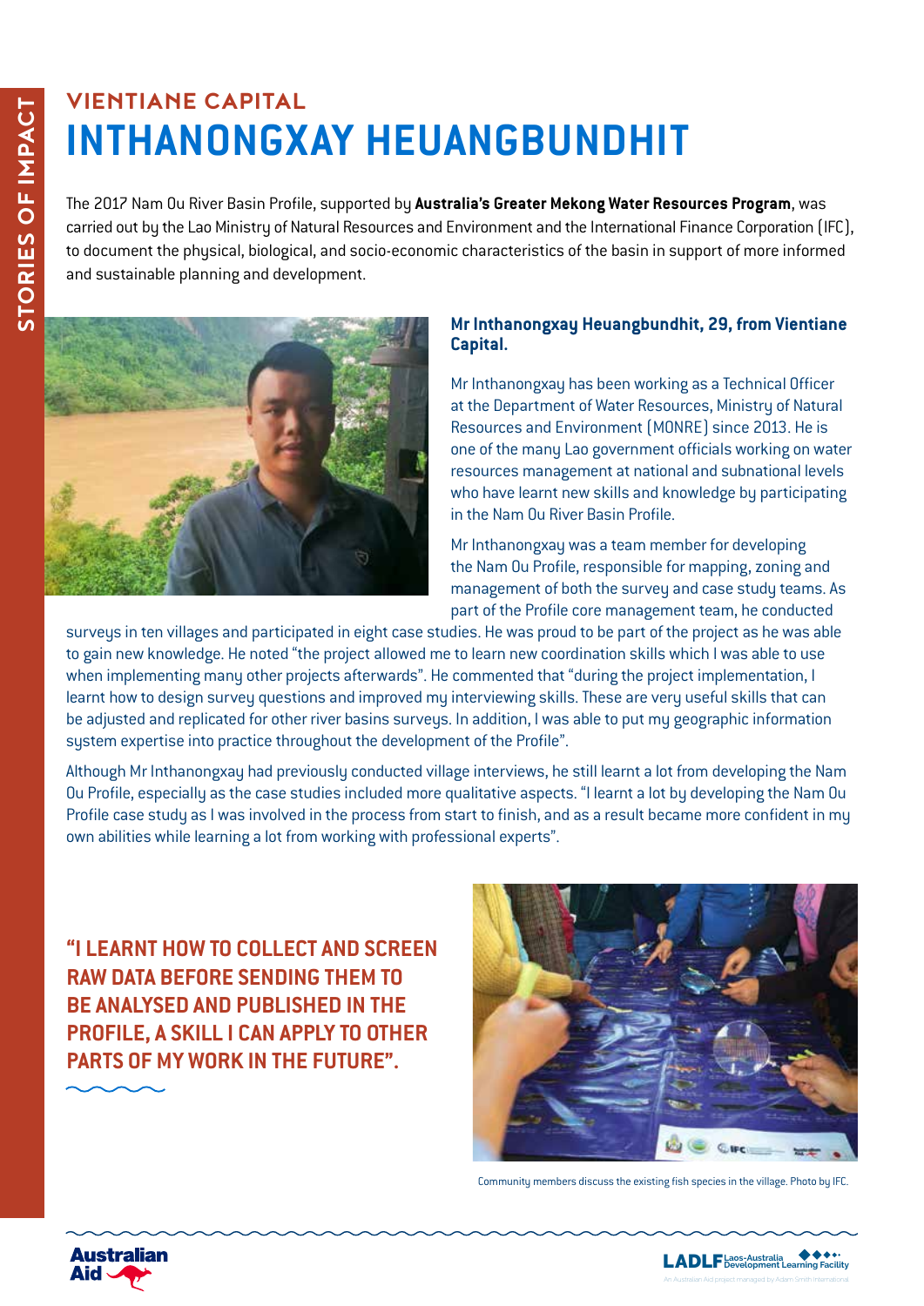## VIENTIANE CAPITAL

# INTHANONGXAY HEUANGBUNDHIT

The 2017 Nam Ou River Basin Profile, supported by **Australia's Greater Mekong Water Resources Program**, was carried out by the Lao Ministry of Natural Resources and Environment and the International Finance Corporation (IFC), to document the physical, biological, and socio-economic characteristics of the basin in support of more informed and sustainable planning and development.

**Mr Inthanongxay Heuangbundhit, 29, from Vientiane Capital.**

Mr Inthanongxay has been working as a Technical Officer at the Department of Water Resources, Ministry of Natural Resources and Environment (MONRE) since 2013. He is one of the many Lao government officials working on water resources management at national and subnational levels who have learnt new skills and knowledge by participating in the Nam Ou River Basin Profile.

Mr Inthanongxay was a team member for developing the Nam Ou Profile, responsible for mapping, zoning and management of both the survey and case study teams. As part of the Profile core management team, he conducted surveys in ten villages and participated in eight case studies. He was proud to be part of the project as he was able to gain new knowledge. He noted "the project allowed me to learn new coordination skills which I was able to use when implementing many other projects afterwards". He commented that "during the project implementation, I learnt how to design survey questions and improved my interviewing skills. These are very useful skills that can be adjusted and replicated for other river basins surveys. In addition, I was able to put my geographic information system expertise into practice throughout the development of the Profile".

Although Mr Inthanongxay had previously conducted village interviews, he still learnt a lot from developing the Nam Ou Profile, especially as the case studies included more qualitative aspects. "I learnt a lot by developing the Nam Ou Profile case study as I was involved in the process from start to finish, and as a result became more confident in my own abilities while learning a lot from working with professional experts".

**"I LEARNT HOW TO COLLECT AND SCREEN RAW DATA BEFORE SENDING THEM TO BE ANALYSED AND PUBLISHED IN THE PROFILE, A SKILL I CAN APPLY TO OTHER PARTS OF MY WORK IN THE FUTURE".**

Community members discuss the existing fish species in the village. Photo by IFC.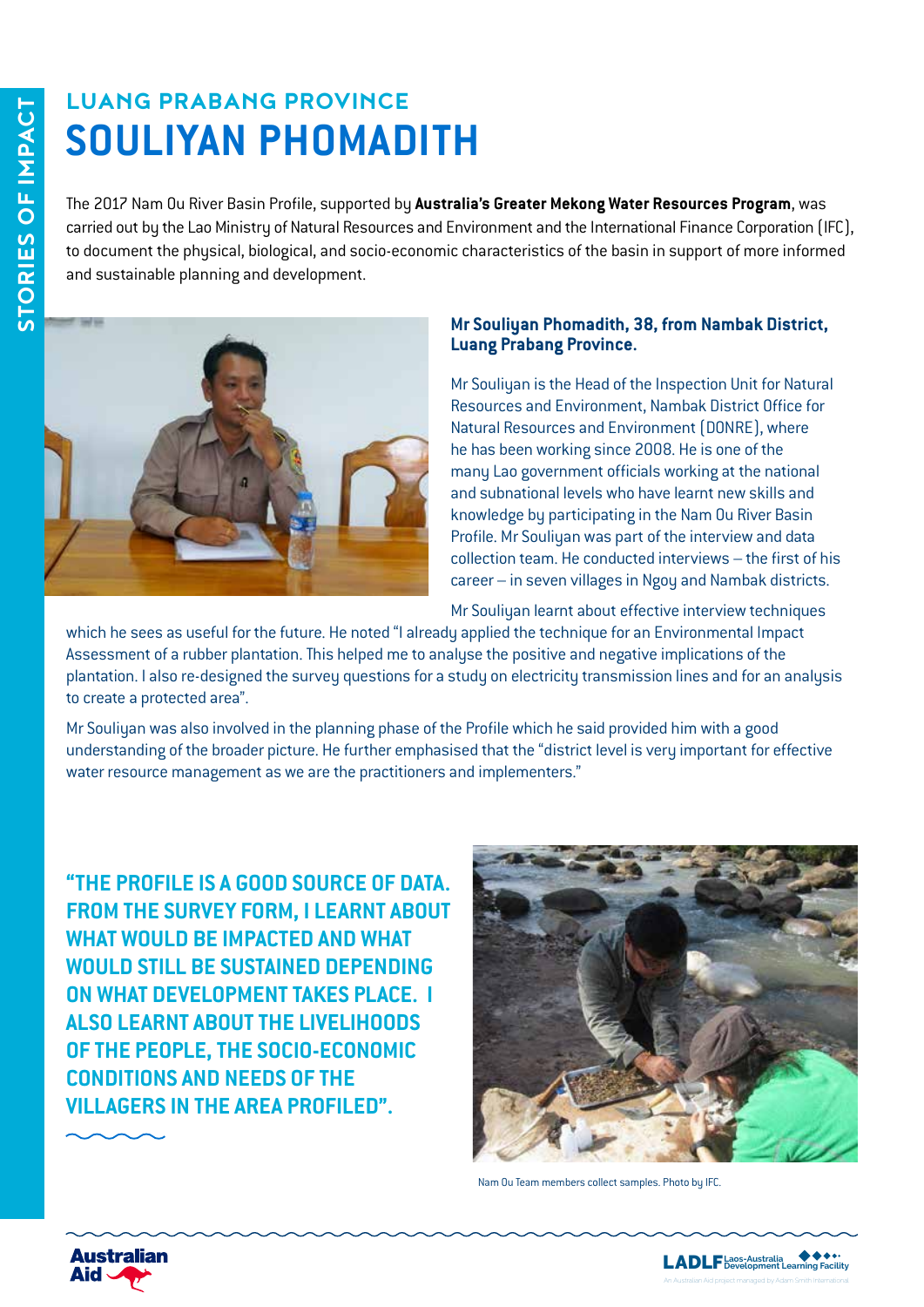## LUANG PRABANG PROVINCE

# SOULIYAN PHOMADITH

The 2017 Nam Ou River Basin Profile, supported by **Australia's Greater Mekong Water Resources Program**, was carried out by the Lao Ministry of Natural Resources and Environment and the International Finance Corporation (IFC), to document the physical, biological, and socio-economic characteristics of the basin in support of more informed and sustainable planning and development.

**Mr Souliyan Phomadith, 38, from Nambak District, Luang Prabang Province.**

Mr Souliyan is the Head of the Inspection Unit for Natural Resources and Environment, Nambak District Office for Natural Resources and Environment (DONRE), where he has been working since 2008. He is one of the many Lao government officials working at the national and subnational levels who have learnt new skills and knowledge by participating in the Nam Ou River Basin Profile. Mr Souliyan was part of the interview and data collection team. He conducted interviews – the first of his career – in seven villages in Ngoy and Nambak districts.

Mr Souliyan learnt about effective interview techniques which he sees as useful for the future. He noted "I already applied the technique for an Environmental Impact Assessment of a rubber plantation. This helped me to analyse the positive and negative implications of the plantation. I also re-designed the survey questions for a study on electricity transmission lines and for an analysis to create a protected area".

Mr Souliyan was also involved in the planning phase of the Profile which he said provided him with a good understanding of the broader picture. He further emphasised that the "district level is very important for effective water resource management as we are the practitioners and implementers."

**"THE PROFILE IS A GOOD SOURCE OF DATA. FROM THE SURVEY FORM, I LEARNT ABOUT WHAT WOULD BE IMPACTED AND WHAT WOULD STILL BE SUSTAINED DEPENDING ON WHAT DEVELOPMENT TAKES PLACE. I ALSO LEARNT ABOUT THE LIVELIHOODS OF THE PEOPLE, THE SOCIO-ECONOMIC CONDITIONS AND NEEDS OF THE VILLAGERS IN THE AREA PROFILED".**

Nam Ou Team members collect samples. Photo by IFC.